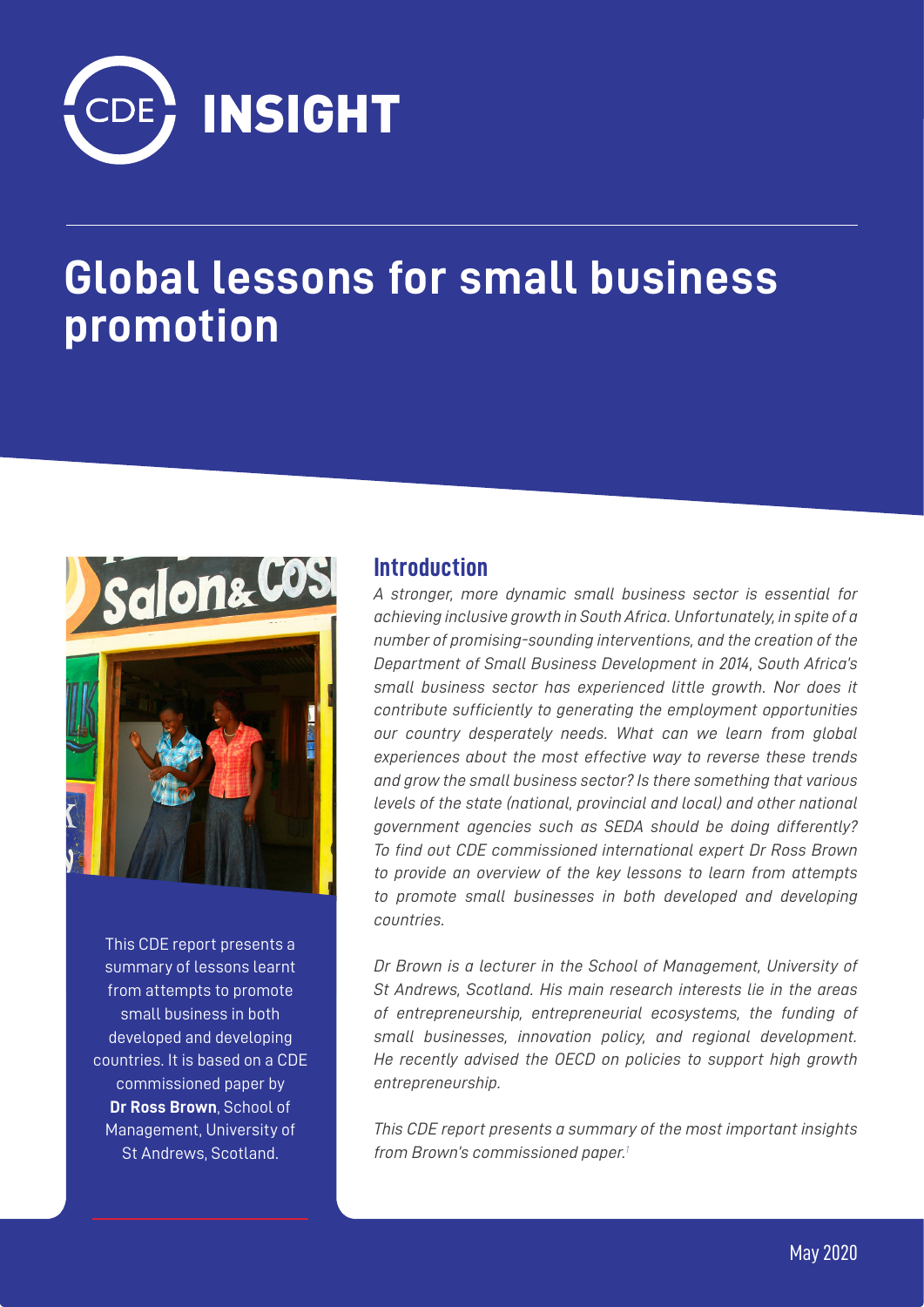# CDE INSIGHT

# Global lessons for small business promotion

This CDE report presents a summary of lessons learnt from attempts to promote small business in both developed and developing countries. It is based on a CDE commissioned paper by **Dr Ross Brown**, School of Management, University of St Andrews, Scotland.

## Introduction

*A stronger, more dynamic small business sector is essential for achieving inclusive growth in South Africa. Unfortunately, in spite of a number of promising-sounding interventions, and the creation of the Department of Small Business Development in 2014, South Africa's small business sector has experienced little growth. Nor does it contribute sufficiently to generating the employment opportunities our country desperately needs. What can we learn from global experiences about the most effective way to reverse these trends and grow the small business sector? Is there something that various levels of the state (national, provincial and local) and other national government agencies such as SEDA should be doing differently? To find out CDE commissioned international expert Dr Ross Brown to provide an overview of the key lessons to learn from attempts to promote small businesses in both developed and developing countries.*

*Dr Brown is a lecturer in the School of Management, University of St Andrews, Scotland. His main research interests lie in the areas of entrepreneurship, entrepreneurial ecosystems, the funding of small businesses, innovation policy, and regional development. He recently advised the OECD on policies to support high growth entrepreneurship.*

*This CDE report presents a summary of the most important insights from Brown's commissioned paper.*[1]

May 2020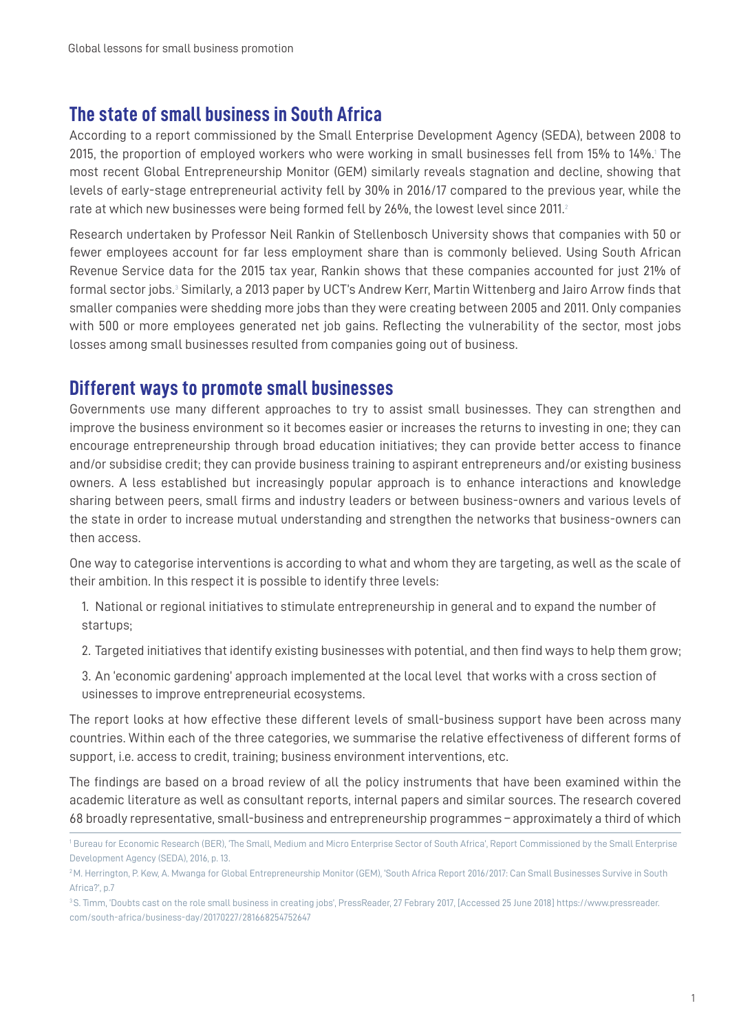## The state of small business in South Africa

According to a report commissioned by the Small Enterprise Development Agency (SEDA), between 2008 to 2015, the proportion of employed workers who were working in small businesses fell from 15% to 14%.[1] The most recent Global Entrepreneurship Monitor (GEM) similarly reveals stagnation and decline, showing that levels of early-stage entrepreneurial activity fell by 30% in 2016/17 compared to the previous year, while the rate at which new businesses were being formed fell by 26%, the lowest level since 2011.[2]

Research undertaken by Professor Neil Rankin of Stellenbosch University shows that companies with 50 or fewer employees account for far less employment share than is commonly believed. Using South African Revenue Service data for the 2015 tax year, Rankin shows that these companies accounted for just 21% of formal sector jobs.[3] Similarly, a 2013 paper by UCT's Andrew Kerr, Martin Wittenberg and Jairo Arrow finds that smaller companies were shedding more jobs than they were creating between 2005 and 2011. Only companies with 500 or more employees generated net job gains. Reflecting the vulnerability of the sector, most jobs losses among small businesses resulted from companies going out of business.

## Different ways to promote small businesses

Governments use many different approaches to try to assist small businesses. They can strengthen and improve the business environment so it becomes easier or increases the returns to investing in one; they can encourage entrepreneurship through broad education initiatives; they can provide better access to finance and/or subsidise credit; they can provide business training to aspirant entrepreneurs and/or existing business owners. A less established but increasingly popular approach is to enhance interactions and knowledge sharing between peers, small firms and industry leaders or between business-owners and various levels of the state in order to increase mutual understanding and strengthen the networks that business-owners can then access.

One way to categorise interventions is according to what and whom they are targeting, as well as the scale of their ambition. In this respect it is possible to identify three levels:

1. National or regional initiatives to stimulate entrepreneurship in general and to expand the number of startups;
2. Targeted initiatives that identify existing businesses with potential, and then find ways to help them grow;
3. An 'economic gardening' approach implemented at the local level that works with a cross section of usinesses to improve entrepreneurial ecosystems.

The report looks at how effective these different levels of small-business support have been across many countries. Within each of the three categories, we summarise the relative effectiveness of different forms of support, i.e. access to credit, training; business environment interventions, etc.

The findings are based on a broad review of all the policy instruments that have been examined within the academic literature as well as consultant reports, internal papers and similar sources. The research covered 68 broadly representative, small-business and entrepreneurship programmes – approximately a third of which

[1] Bureau for Economic Research (BER), 'The Small, Medium and Micro Enterprise Sector of South Africa', Report Commissioned by the Small Enterprise Development Agency (SEDA), 2016, p. 13.

[2] M. Herrington, P. Kew, A. Mwanga for Global Entrepreneurship Monitor (GEM), 'South Africa Report 2016/2017: Can Small Businesses Survive in South Africa?', p.7

[3] S. Timm, 'Doubts cast on the role small business in creating jobs', PressReader, 27 Febrary 2017, [Accessed 25 June 2018] https://www.pressreader.com/south-africa/business-day/20170227/281668254752647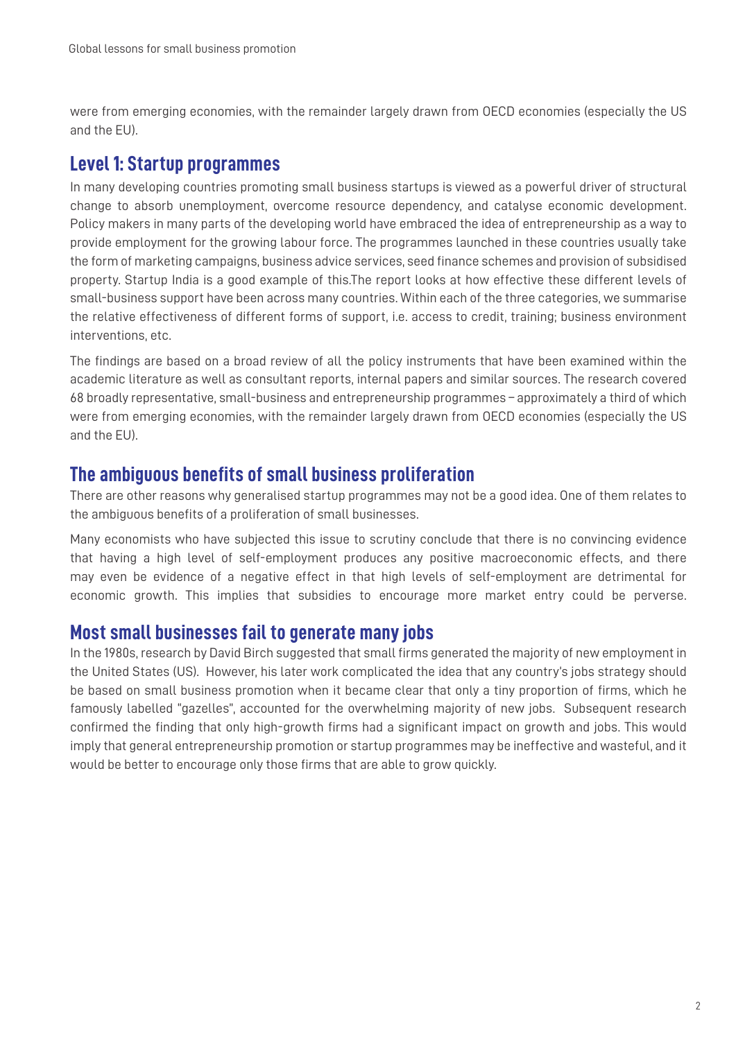were from emerging economies, with the remainder largely drawn from OECD economies (especially the US and the EU).

## Level 1: Startup programmes

In many developing countries promoting small business startups is viewed as a powerful driver of structural change to absorb unemployment, overcome resource dependency, and catalyse economic development. Policy makers in many parts of the developing world have embraced the idea of entrepreneurship as a way to provide employment for the growing labour force. The programmes launched in these countries usually take the form of marketing campaigns, business advice services, seed finance schemes and provision of subsidised property. Startup India is a good example of this.The report looks at how effective these different levels of small-business support have been across many countries. Within each of the three categories, we summarise the relative effectiveness of different forms of support, i.e. access to credit, training; business environment interventions, etc.

The findings are based on a broad review of all the policy instruments that have been examined within the academic literature as well as consultant reports, internal papers and similar sources. The research covered 68 broadly representative, small-business and entrepreneurship programmes – approximately a third of which were from emerging economies, with the remainder largely drawn from OECD economies (especially the US and the EU).

## The ambiguous benefits of small business proliferation

There are other reasons why generalised startup programmes may not be a good idea. One of them relates to the ambiguous benefits of a proliferation of small businesses.

Many economists who have subjected this issue to scrutiny conclude that there is no convincing evidence that having a high level of self-employment produces any positive macroeconomic effects, and there may even be evidence of a negative effect in that high levels of self-employment are detrimental for economic growth. This implies that subsidies to encourage more market entry could be perverse.

## Most small businesses fail to generate many jobs

In the 1980s, research by David Birch suggested that small firms generated the majority of new employment in the United States (US). However, his later work complicated the idea that any country's jobs strategy should be based on small business promotion when it became clear that only a tiny proportion of firms, which he famously labelled "gazelles", accounted for the overwhelming majority of new jobs. Subsequent research confirmed the finding that only high-growth firms had a significant impact on growth and jobs. This would imply that general entrepreneurship promotion or startup programmes may be ineffective and wasteful, and it would be better to encourage only those firms that are able to grow quickly.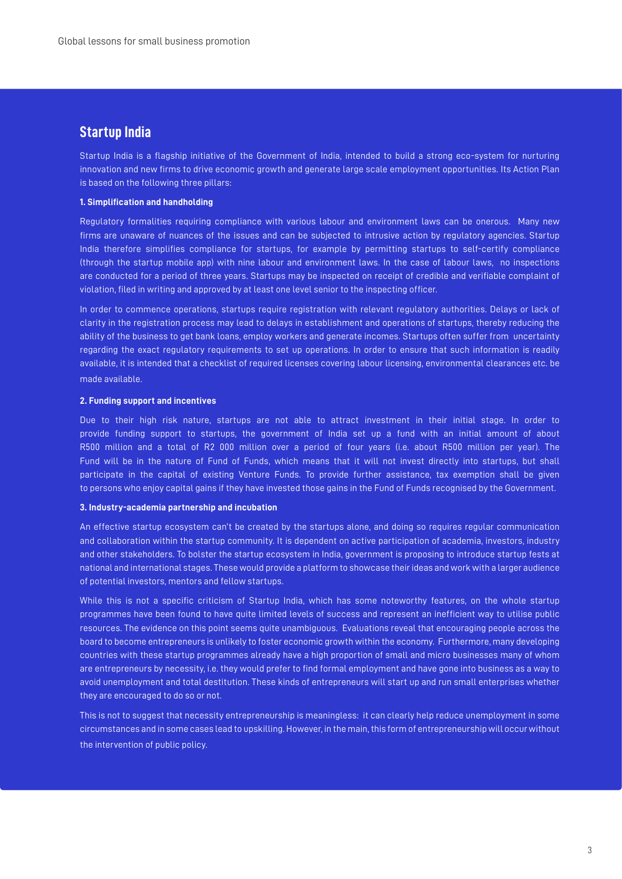## Startup India

Startup India is a flagship initiative of the Government of India, intended to build a strong eco-system for nurturing innovation and new firms to drive economic growth and generate large scale employment opportunities. Its Action Plan is based on the following three pillars:

**1. Simplification and handholding**

Regulatory formalities requiring compliance with various labour and environment laws can be onerous. Many new firms are unaware of nuances of the issues and can be subjected to intrusive action by regulatory agencies. Startup India therefore simplifies compliance for startups, for example by permitting startups to self-certify compliance (through the startup mobile app) with nine labour and environment laws. In the case of labour laws, no inspections are conducted for a period of three years. Startups may be inspected on receipt of credible and verifiable complaint of violation, filed in writing and approved by at least one level senior to the inspecting officer.

In order to commence operations, startups require registration with relevant regulatory authorities. Delays or lack of clarity in the registration process may lead to delays in establishment and operations of startups, thereby reducing the ability of the business to get bank loans, employ workers and generate incomes. Startups often suffer from uncertainty regarding the exact regulatory requirements to set up operations. In order to ensure that such information is readily available, it is intended that a checklist of required licenses covering labour licensing, environmental clearances etc. be made available.

**2. Funding support and incentives**

Due to their high risk nature, startups are not able to attract investment in their initial stage. In order to provide funding support to startups, the government of India set up a fund with an initial amount of about R500 million and a total of R2 000 million over a period of four years (i.e. about R500 million per year). The Fund will be in the nature of Fund of Funds, which means that it will not invest directly into startups, but shall participate in the capital of existing Venture Funds. To provide further assistance, tax exemption shall be given to persons who enjoy capital gains if they have invested those gains in the Fund of Funds recognised by the Government.

**3. Industry-academia partnership and incubation**

An effective startup ecosystem can't be created by the startups alone, and doing so requires regular communication and collaboration within the startup community. It is dependent on active participation of academia, investors, industry and other stakeholders. To bolster the startup ecosystem in India, government is proposing to introduce startup fests at national and international stages. These would provide a platform to showcase their ideas and work with a larger audience of potential investors, mentors and fellow startups.

While this is not a specific criticism of Startup India, which has some noteworthy features, on the whole startup programmes have been found to have quite limited levels of success and represent an inefficient way to utilise public resources. The evidence on this point seems quite unambiguous. Evaluations reveal that encouraging people across the board to become entrepreneurs is unlikely to foster economic growth within the economy. Furthermore, many developing countries with these startup programmes already have a high proportion of small and micro businesses many of whom are entrepreneurs by necessity, i.e. they would prefer to find formal employment and have gone into business as a way to avoid unemployment and total destitution. These kinds of entrepreneurs will start up and run small enterprises whether they are encouraged to do so or not.

This is not to suggest that necessity entrepreneurship is meaningless: it can clearly help reduce unemployment in some circumstances and in some cases lead to upskilling. However, in the main, this form of entrepreneurship will occur without the intervention of public policy.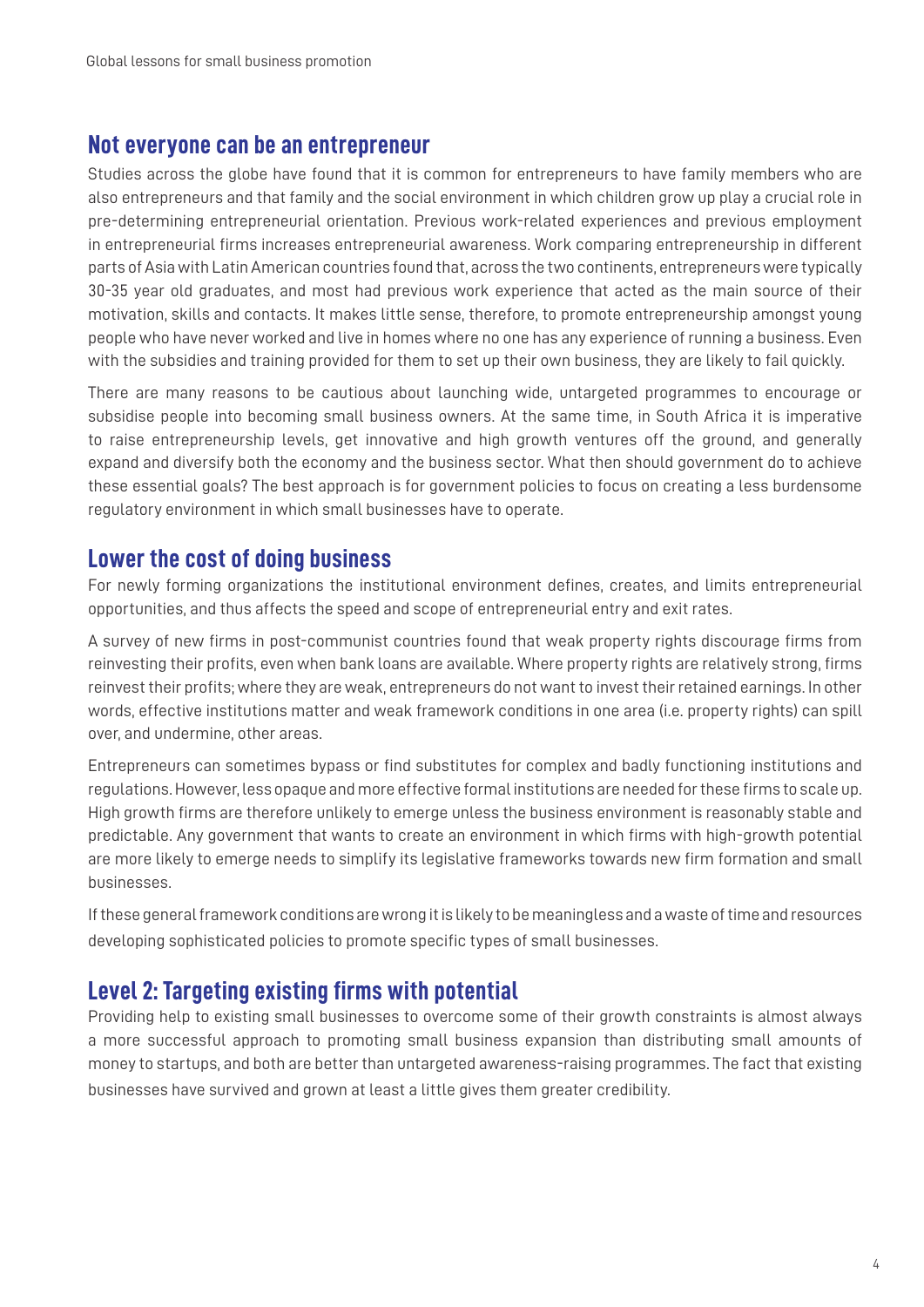## Not everyone can be an entrepreneur

Studies across the globe have found that it is common for entrepreneurs to have family members who are also entrepreneurs and that family and the social environment in which children grow up play a crucial role in pre-determining entrepreneurial orientation. Previous work-related experiences and previous employment in entrepreneurial firms increases entrepreneurial awareness. Work comparing entrepreneurship in different parts of Asia with Latin American countries found that, across the two continents, entrepreneurs were typically 30-35 year old graduates, and most had previous work experience that acted as the main source of their motivation, skills and contacts. It makes little sense, therefore, to promote entrepreneurship amongst young people who have never worked and live in homes where no one has any experience of running a business. Even with the subsidies and training provided for them to set up their own business, they are likely to fail quickly.

There are many reasons to be cautious about launching wide, untargeted programmes to encourage or subsidise people into becoming small business owners. At the same time, in South Africa it is imperative to raise entrepreneurship levels, get innovative and high growth ventures off the ground, and generally expand and diversify both the economy and the business sector. What then should government do to achieve these essential goals? The best approach is for government policies to focus on creating a less burdensome regulatory environment in which small businesses have to operate.

## Lower the cost of doing business

For newly forming organizations the institutional environment defines, creates, and limits entrepreneurial opportunities, and thus affects the speed and scope of entrepreneurial entry and exit rates.

A survey of new firms in post-communist countries found that weak property rights discourage firms from reinvesting their profits, even when bank loans are available. Where property rights are relatively strong, firms reinvest their profits; where they are weak, entrepreneurs do not want to invest their retained earnings. In other words, effective institutions matter and weak framework conditions in one area (i.e. property rights) can spill over, and undermine, other areas.

Entrepreneurs can sometimes bypass or find substitutes for complex and badly functioning institutions and regulations. However, less opaque and more effective formal institutions are needed for these firms to scale up. High growth firms are therefore unlikely to emerge unless the business environment is reasonably stable and predictable. Any government that wants to create an environment in which firms with high-growth potential are more likely to emerge needs to simplify its legislative frameworks towards new firm formation and small businesses.

If these general framework conditions are wrong it is likely to be meaningless and a waste of time and resources developing sophisticated policies to promote specific types of small businesses.

## Level 2: Targeting existing firms with potential

Providing help to existing small businesses to overcome some of their growth constraints is almost always a more successful approach to promoting small business expansion than distributing small amounts of money to startups, and both are better than untargeted awareness-raising programmes. The fact that existing businesses have survived and grown at least a little gives them greater credibility.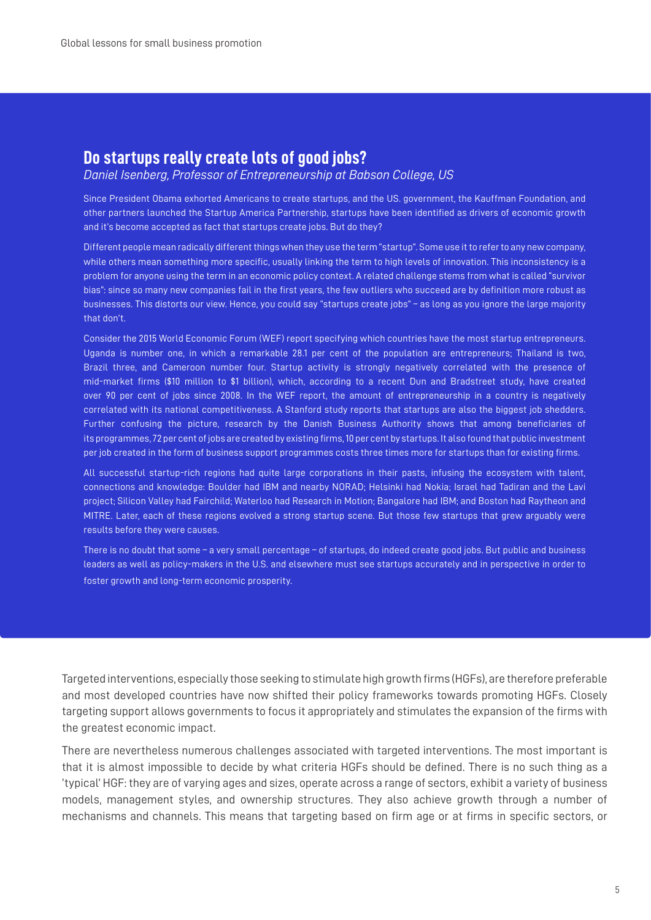## Do startups really create lots of good jobs?

*Daniel Isenberg, Professor of Entrepreneurship at Babson College, US*

Since President Obama exhorted Americans to create startups, and the US. government, the Kauffman Foundation, and other partners launched the Startup America Partnership, startups have been identified as drivers of economic growth and it's become accepted as fact that startups create jobs. But do they?

Different people mean radically different things when they use the term "startup". Some use it to refer to any new company, while others mean something more specific, usually linking the term to high levels of innovation. This inconsistency is a problem for anyone using the term in an economic policy context. A related challenge stems from what is called "survivor bias": since so many new companies fail in the first years, the few outliers who succeed are by definition more robust as businesses. This distorts our view. Hence, you could say "startups create jobs" – as long as you ignore the large majority that don't.

Consider the 2015 World Economic Forum (WEF) report specifying which countries have the most startup entrepreneurs. Uganda is number one, in which a remarkable 28.1 per cent of the population are entrepreneurs; Thailand is two, Brazil three, and Cameroon number four. Startup activity is strongly negatively correlated with the presence of mid-market firms ($10 million to $1 billion), which, according to a recent Dun and Bradstreet study, have created over 90 per cent of jobs since 2008. In the WEF report, the amount of entrepreneurship in a country is negatively correlated with its national competitiveness. A Stanford study reports that startups are also the biggest job shedders. Further confusing the picture, research by the Danish Business Authority shows that among beneficiaries of its programmes, 72 per cent of jobs are created by existing firms, 10 per cent by startups. It also found that public investment per job created in the form of business support programmes costs three times more for startups than for existing firms.

All successful startup-rich regions had quite large corporations in their pasts, infusing the ecosystem with talent, connections and knowledge: Boulder had IBM and nearby NORAD; Helsinki had Nokia; Israel had Tadiran and the Lavi project; Silicon Valley had Fairchild; Waterloo had Research in Motion; Bangalore had IBM; and Boston had Raytheon and MITRE. Later, each of these regions evolved a strong startup scene. But those few startups that grew arguably were results before they were causes.

There is no doubt that some – a very small percentage – of startups, do indeed create good jobs. But public and business leaders as well as policy-makers in the U.S. and elsewhere must see startups accurately and in perspective in order to foster growth and long-term economic prosperity.

Targeted interventions, especially those seeking to stimulate high growth firms (HGFs), are therefore preferable and most developed countries have now shifted their policy frameworks towards promoting HGFs. Closely targeting support allows governments to focus it appropriately and stimulates the expansion of the firms with the greatest economic impact.

There are nevertheless numerous challenges associated with targeted interventions. The most important is that it is almost impossible to decide by what criteria HGFs should be defined. There is no such thing as a 'typical' HGF: they are of varying ages and sizes, operate across a range of sectors, exhibit a variety of business models, management styles, and ownership structures. They also achieve growth through a number of mechanisms and channels. This means that targeting based on firm age or at firms in specific sectors, or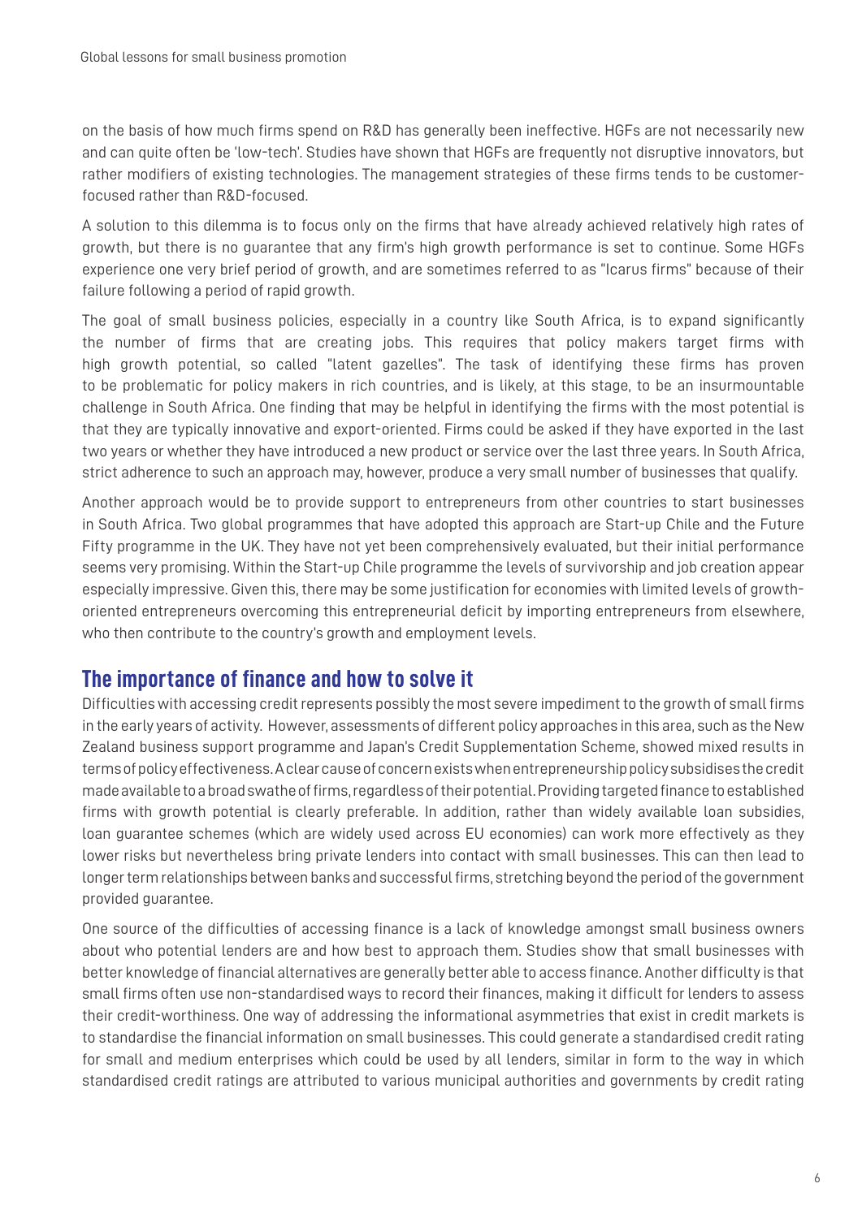on the basis of how much firms spend on R&D has generally been ineffective. HGFs are not necessarily new and can quite often be 'low-tech'. Studies have shown that HGFs are frequently not disruptive innovators, but rather modifiers of existing technologies. The management strategies of these firms tends to be customer-focused rather than R&D-focused.

A solution to this dilemma is to focus only on the firms that have already achieved relatively high rates of growth, but there is no guarantee that any firm's high growth performance is set to continue. Some HGFs experience one very brief period of growth, and are sometimes referred to as "Icarus firms" because of their failure following a period of rapid growth.

The goal of small business policies, especially in a country like South Africa, is to expand significantly the number of firms that are creating jobs. This requires that policy makers target firms with high growth potential, so called "latent gazelles". The task of identifying these firms has proven to be problematic for policy makers in rich countries, and is likely, at this stage, to be an insurmountable challenge in South Africa. One finding that may be helpful in identifying the firms with the most potential is that they are typically innovative and export-oriented. Firms could be asked if they have exported in the last two years or whether they have introduced a new product or service over the last three years. In South Africa, strict adherence to such an approach may, however, produce a very small number of businesses that qualify.

Another approach would be to provide support to entrepreneurs from other countries to start businesses in South Africa. Two global programmes that have adopted this approach are Start-up Chile and the Future Fifty programme in the UK. They have not yet been comprehensively evaluated, but their initial performance seems very promising. Within the Start-up Chile programme the levels of survivorship and job creation appear especially impressive. Given this, there may be some justification for economies with limited levels of growth-oriented entrepreneurs overcoming this entrepreneurial deficit by importing entrepreneurs from elsewhere, who then contribute to the country's growth and employment levels.

## The importance of finance and how to solve it

Difficulties with accessing credit represents possibly the most severe impediment to the growth of small firms in the early years of activity. However, assessments of different policy approaches in this area, such as the New Zealand business support programme and Japan's Credit Supplementation Scheme, showed mixed results in terms of policy effectiveness. A clear cause of concern exists when entrepreneurship policy subsidises the credit made available to a broad swathe of firms, regardless of their potential. Providing targeted finance to established firms with growth potential is clearly preferable. In addition, rather than widely available loan subsidies, loan guarantee schemes (which are widely used across EU economies) can work more effectively as they lower risks but nevertheless bring private lenders into contact with small businesses. This can then lead to longer term relationships between banks and successful firms, stretching beyond the period of the government provided guarantee.

One source of the difficulties of accessing finance is a lack of knowledge amongst small business owners about who potential lenders are and how best to approach them. Studies show that small businesses with better knowledge of financial alternatives are generally better able to access finance. Another difficulty is that small firms often use non-standardised ways to record their finances, making it difficult for lenders to assess their credit-worthiness. One way of addressing the informational asymmetries that exist in credit markets is to standardise the financial information on small businesses. This could generate a standardised credit rating for small and medium enterprises which could be used by all lenders, similar in form to the way in which standardised credit ratings are attributed to various municipal authorities and governments by credit rating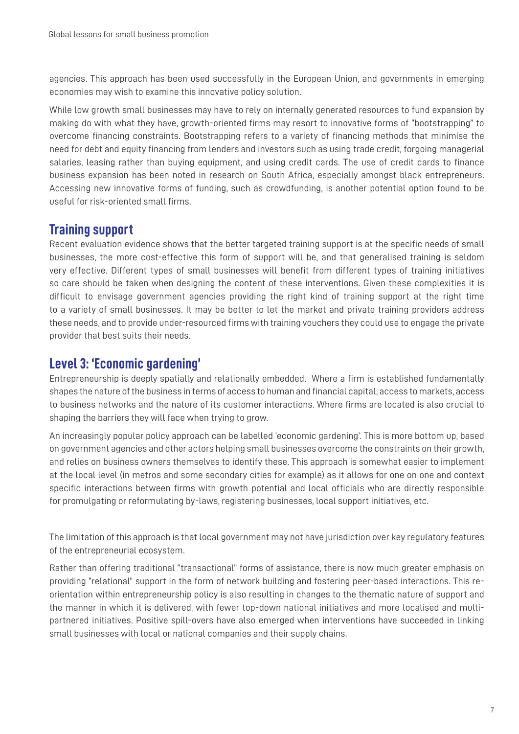agencies. This approach has been used successfully in the European Union, and governments in emerging economies may wish to examine this innovative policy solution.

While low growth small businesses may have to rely on internally generated resources to fund expansion by making do with what they have, growth-oriented firms may resort to innovative forms of "bootstrapping" to overcome financing constraints. Bootstrapping refers to a variety of financing methods that minimise the need for debt and equity financing from lenders and investors such as using trade credit, forgoing managerial salaries, leasing rather than buying equipment, and using credit cards. The use of credit cards to finance business expansion has been noted in research on South Africa, especially amongst black entrepreneurs. Accessing new innovative forms of funding, such as crowdfunding, is another potential option found to be useful for risk-oriented small firms.

## Training support

Recent evaluation evidence shows that the better targeted training support is at the specific needs of small businesses, the more cost-effective this form of support will be, and that generalised training is seldom very effective. Different types of small businesses will benefit from different types of training initiatives so care should be taken when designing the content of these interventions. Given these complexities it is difficult to envisage government agencies providing the right kind of training support at the right time to a variety of small businesses. It may be better to let the market and private training providers address these needs, and to provide under-resourced firms with training vouchers they could use to engage the private provider that best suits their needs.

## Level 3: 'Economic gardening'

Entrepreneurship is deeply spatially and relationally embedded. Where a firm is established fundamentally shapes the nature of the business in terms of access to human and financial capital, access to markets, access to business networks and the nature of its customer interactions. Where firms are located is also crucial to shaping the barriers they will face when trying to grow.

An increasingly popular policy approach can be labelled 'economic gardening'. This is more bottom up, based on government agencies and other actors helping small businesses overcome the constraints on their growth, and relies on business owners themselves to identify these. This approach is somewhat easier to implement at the local level (in metros and some secondary cities for example) as it allows for one on one and context specific interactions between firms with growth potential and local officials who are directly responsible for promulgating or reformulating by-laws, registering businesses, local support initiatives, etc.

The limitation of this approach is that local government may not have jurisdiction over key regulatory features of the entrepreneurial ecosystem.

Rather than offering traditional "transactional" forms of assistance, there is now much greater emphasis on providing "relational" support in the form of network building and fostering peer-based interactions. This re-orientation within entrepreneurship policy is also resulting in changes to the thematic nature of support and the manner in which it is delivered, with fewer top-down national initiatives and more localised and multi-partnered initiatives. Positive spill-overs have also emerged when interventions have succeeded in linking small businesses with local or national companies and their supply chains.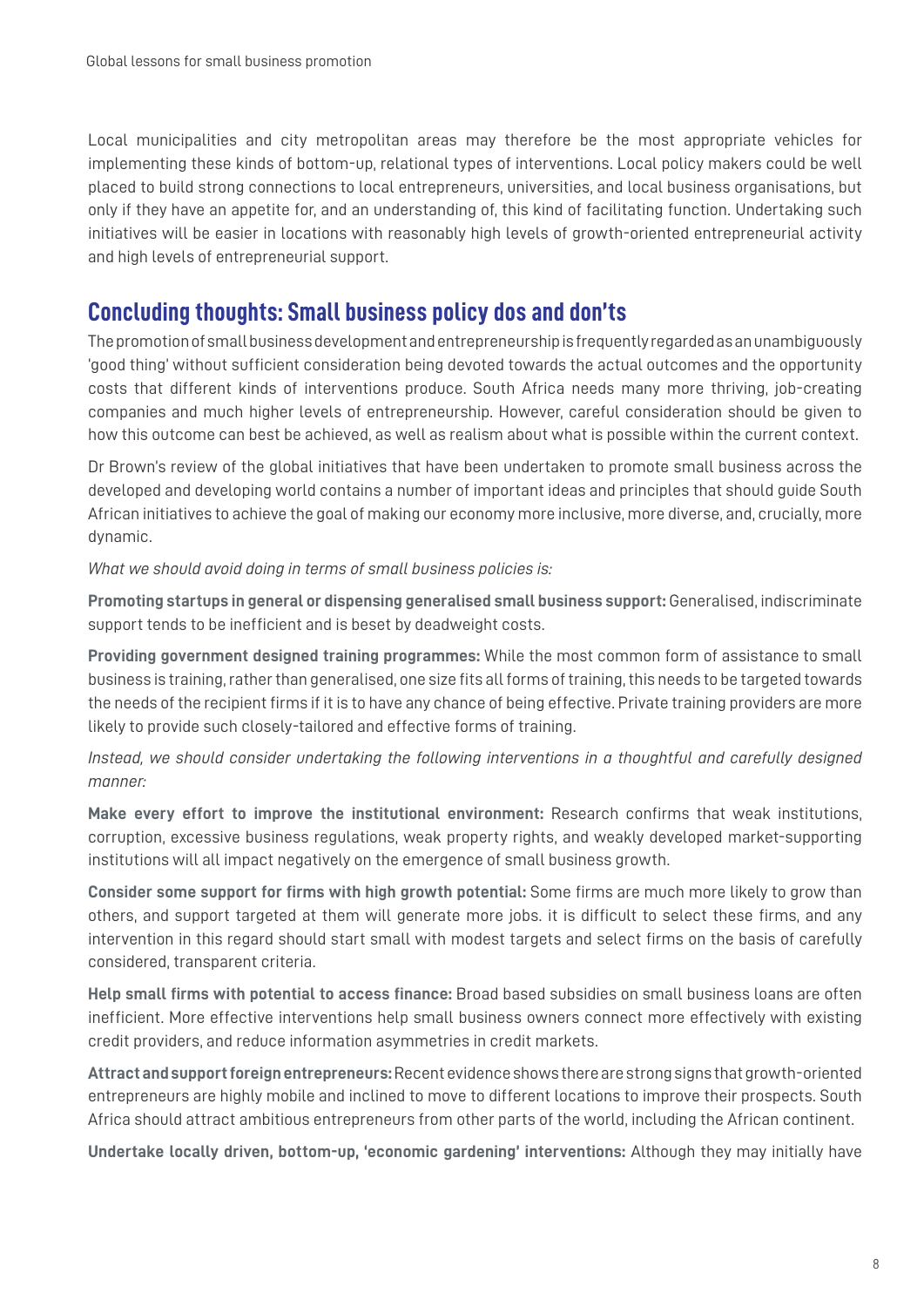Local municipalities and city metropolitan areas may therefore be the most appropriate vehicles for implementing these kinds of bottom-up, relational types of interventions. Local policy makers could be well placed to build strong connections to local entrepreneurs, universities, and local business organisations, but only if they have an appetite for, and an understanding of, this kind of facilitating function. Undertaking such initiatives will be easier in locations with reasonably high levels of growth-oriented entrepreneurial activity and high levels of entrepreneurial support.

## Concluding thoughts: Small business policy dos and don'ts

The promotion of small business development and entrepreneurship is frequently regarded as an unambiguously 'good thing' without sufficient consideration being devoted towards the actual outcomes and the opportunity costs that different kinds of interventions produce. South Africa needs many more thriving, job-creating companies and much higher levels of entrepreneurship. However, careful consideration should be given to how this outcome can best be achieved, as well as realism about what is possible within the current context.

Dr Brown's review of the global initiatives that have been undertaken to promote small business across the developed and developing world contains a number of important ideas and principles that should guide South African initiatives to achieve the goal of making our economy more inclusive, more diverse, and, crucially, more dynamic.

*What we should avoid doing in terms of small business policies is:*

**Promoting startups in general or dispensing generalised small business support:** Generalised, indiscriminate support tends to be inefficient and is beset by deadweight costs.

**Providing government designed training programmes:** While the most common form of assistance to small business is training, rather than generalised, one size fits all forms of training, this needs to be targeted towards the needs of the recipient firms if it is to have any chance of being effective. Private training providers are more likely to provide such closely-tailored and effective forms of training.

*Instead, we should consider undertaking the following interventions in a thoughtful and carefully designed manner:*

**Make every effort to improve the institutional environment:** Research confirms that weak institutions, corruption, excessive business regulations, weak property rights, and weakly developed market-supporting institutions will all impact negatively on the emergence of small business growth.

**Consider some support for firms with high growth potential:** Some firms are much more likely to grow than others, and support targeted at them will generate more jobs. it is difficult to select these firms, and any intervention in this regard should start small with modest targets and select firms on the basis of carefully considered, transparent criteria.

**Help small firms with potential to access finance:** Broad based subsidies on small business loans are often inefficient. More effective interventions help small business owners connect more effectively with existing credit providers, and reduce information asymmetries in credit markets.

**Attract and support foreign entrepreneurs:** Recent evidence shows there are strong signs that growth-oriented entrepreneurs are highly mobile and inclined to move to different locations to improve their prospects. South Africa should attract ambitious entrepreneurs from other parts of the world, including the African continent.

**Undertake locally driven, bottom-up, 'economic gardening' interventions:** Although they may initially have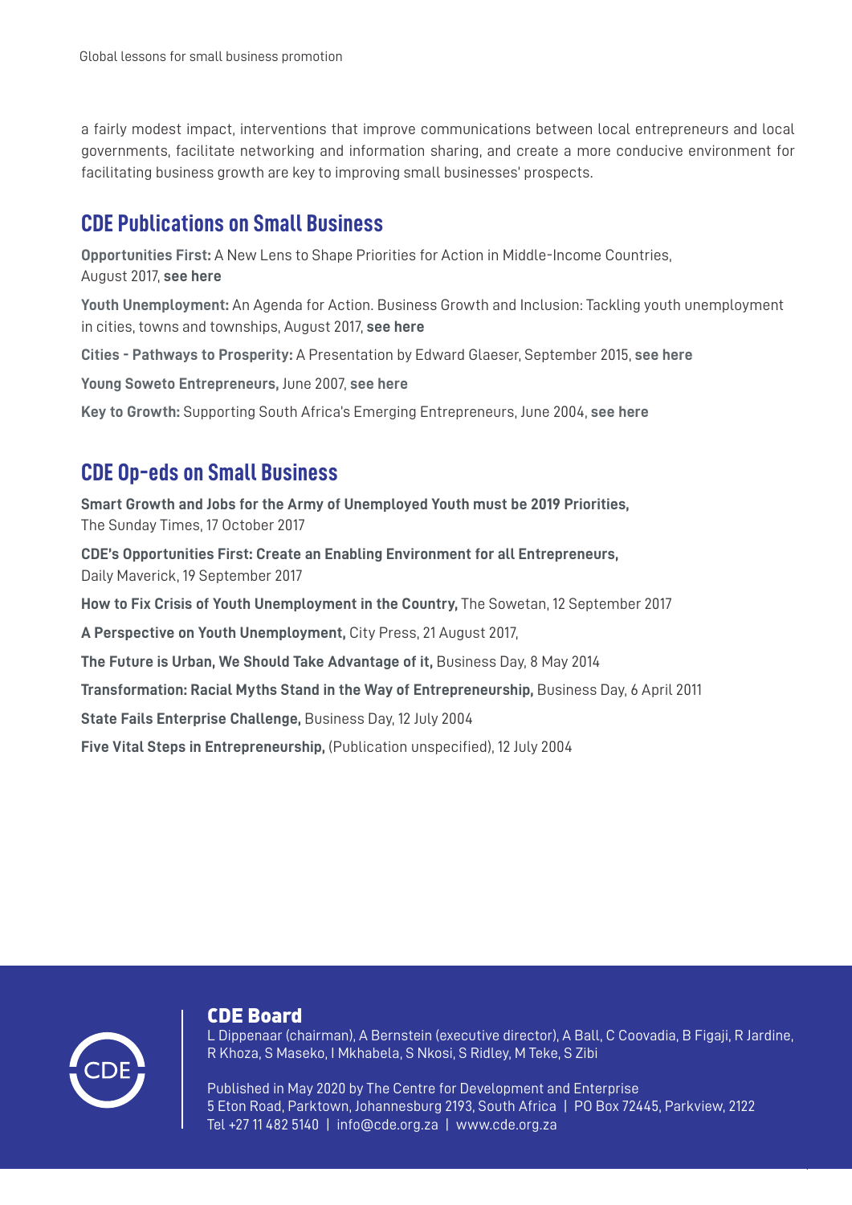a fairly modest impact, interventions that improve communications between local entrepreneurs and local governments, facilitate networking and information sharing, and create a more conducive environment for facilitating business growth are key to improving small businesses' prospects.

## CDE Publications on Small Business

**Opportunities First:** A New Lens to Shape Priorities for Action in Middle-Income Countries, August 2017, **see here**

**Youth Unemployment:** An Agenda for Action. Business Growth and Inclusion: Tackling youth unemployment in cities, towns and townships, August 2017, **see here**

**Cities - Pathways to Prosperity:** A Presentation by Edward Glaeser, September 2015, **see here**

**Young Soweto Entrepreneurs,** June 2007, **see here**

**Key to Growth:** Supporting South Africa's Emerging Entrepreneurs, June 2004, **see here**

## CDE Op-eds on Small Business

**Smart Growth and Jobs for the Army of Unemployed Youth must be 2019 Priorities,** The Sunday Times, 17 October 2017

**CDE's Opportunities First: Create an Enabling Environment for all Entrepreneurs,** Daily Maverick, 19 September 2017

**How to Fix Crisis of Youth Unemployment in the Country,** The Sowetan, 12 September 2017

**A Perspective on Youth Unemployment,** City Press, 21 August 2017,

**The Future is Urban, We Should Take Advantage of it,** Business Day, 8 May 2014

**Transformation: Racial Myths Stand in the Way of Entrepreneurship,** Business Day, 6 April 2011

**State Fails Enterprise Challenge,** Business Day, 12 July 2004

**Five Vital Steps in Entrepreneurship,** (Publication unspecified), 12 July 2004

CDE

**CDE Board**

L Dippenaar (chairman), A Bernstein (executive director), A Ball, C Coovadia, B Figaji, R Jardine, R Khoza, S Maseko, I Mkhabela, S Nkosi, S Ridley, M Teke, S Zibi

Published in May 2020 by The Centre for Development and Enterprise
5 Eton Road, Parktown, Johannesburg 2193, South Africa | PO Box 72445, Parkview, 2122
Tel +27 11 482 5140 | info@cde.org.za | www.cde.org.za